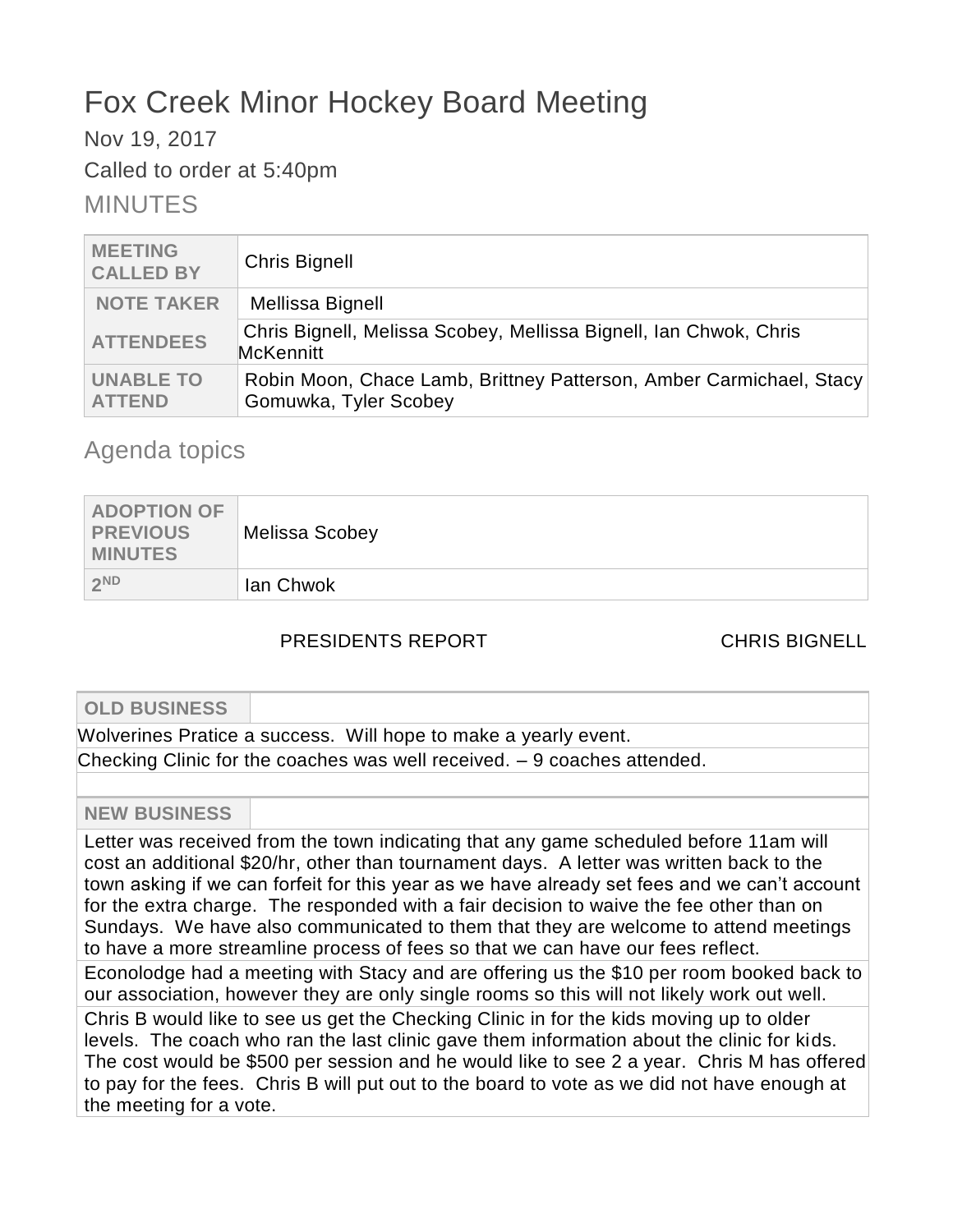# Fox Creek Minor Hockey Board Meeting

Nov 19, 2017

Called to order at 5:40pm

## MINUTES

| MEETING CALLED BY | Chris Bignell |
|---|---|
| NOTE TAKER | Mellissa Bignell |
| ATTENDEES | Chris Bignell, Melissa Scobey, Mellissa Bignell, Ian Chwok, Chris McKennitt |
| UNABLE TO ATTEND | Robin Moon, Chace Lamb, Brittney Patterson, Amber Carmichael, Stacy Gomuwka, Tyler Scobey |

## Agenda topics

| ADOPTION OF PREVIOUS MINUTES | Melissa Scobey |
|---|---|
| 2ND | Ian Chwok |

PRESIDENTS REPORT CHRIS BIGNELL

| OLD BUSINESS | |
|---|---|
| Wolverines Pratice a success. Will hope to make a yearly event. | |
| Checking Clinic for the coaches was well received. – 9 coaches attended. | |
| | |
| **NEW BUSINESS** | |
| Letter was received from the town indicating that any game scheduled before 11am will cost an additional $20/hr, other than tournament days. A letter was written back to the town asking if we can forfeit for this year as we have already set fees and we can't account for the extra charge. The responded with a fair decision to waive the fee other than on Sundays. We have also communicated to them that they are welcome to attend meetings to have a more streamline process of fees so that we can have our fees reflect. | |
| Econolodge had a meeting with Stacy and are offering us the $10 per room booked back to our association, however they are only single rooms so this will not likely work out well. | |
| Chris B would like to see us get the Checking Clinic in for the kids moving up to older levels. The coach who ran the last clinic gave them information about the clinic for kids. The cost would be $500 per session and he would like to see 2 a year. Chris M has offered to pay for the fees. Chris B will put out to the board to vote as we did not have enough at the meeting for a vote. | |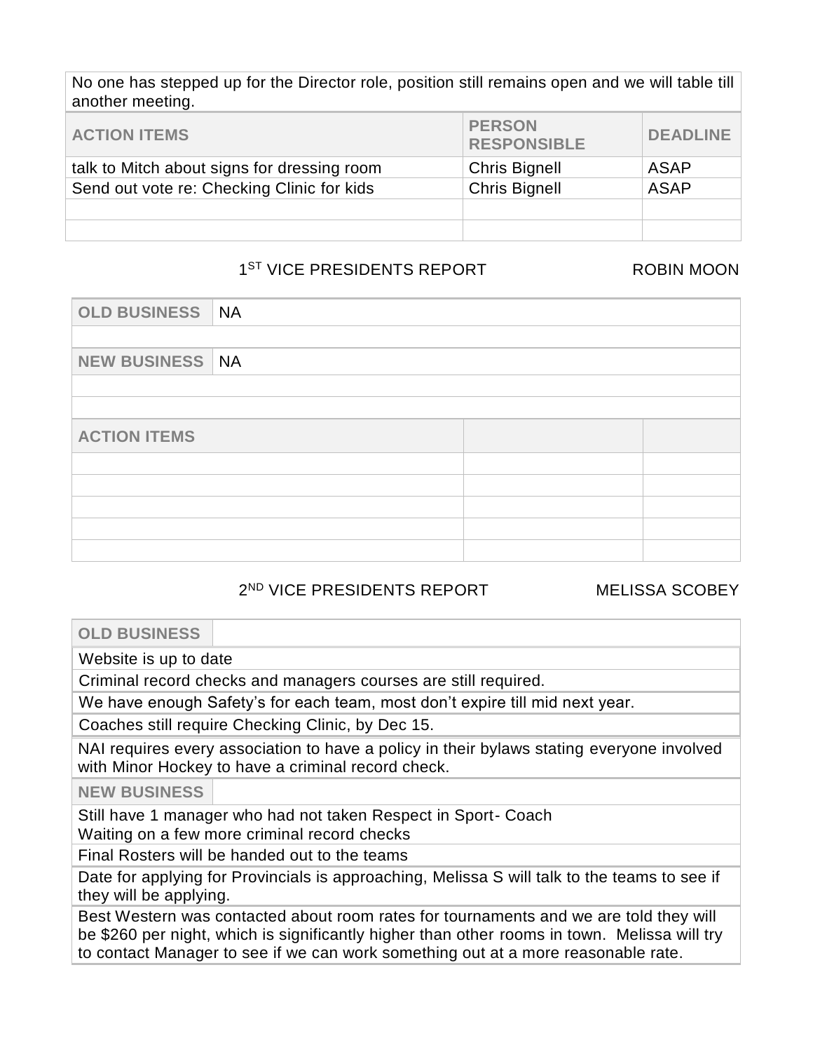No one has stepped up for the Director role, position still remains open and we will table till another meeting.

| ACTION ITEMS | PERSON RESPONSIBLE | DEADLINE |
|---|---|---|
| talk to Mitch about signs for dressing room | Chris Bignell | ASAP |
| Send out vote re: Checking Clinic for kids | Chris Bignell | ASAP |
| | | |
| | | |

## 1ST VICE PRESIDENTS REPORT — ROBIN MOON

| OLD BUSINESS | NA |
|---|---|
| | |
| **NEW BUSINESS** | NA |
| | |
| | |

| ACTION ITEMS | | |
|---|---|---|
| | | |
| | | |
| | | |
| | | |
| | | |

## 2ND VICE PRESIDENTS REPORT — MELISSA SCOBEY

**OLD BUSINESS**

- Website is up to date
- Criminal record checks and managers courses are still required.
- We have enough Safety's for each team, most don't expire till mid next year.
- Coaches still require Checking Clinic, by Dec 15.
- NAI requires every association to have a policy in their bylaws stating everyone involved with Minor Hockey to have a criminal record check.

**NEW BUSINESS**

- Still have 1 manager who had not taken Respect in Sport- Coach
  Waiting on a few more criminal record checks
- Final Rosters will be handed out to the teams
- Date for applying for Provincials is approaching, Melissa S will talk to the teams to see if they will be applying.
- Best Western was contacted about room rates for tournaments and we are told they will be $260 per night, which is significantly higher than other rooms in town. Melissa will try to contact Manager to see if we can work something out at a more reasonable rate.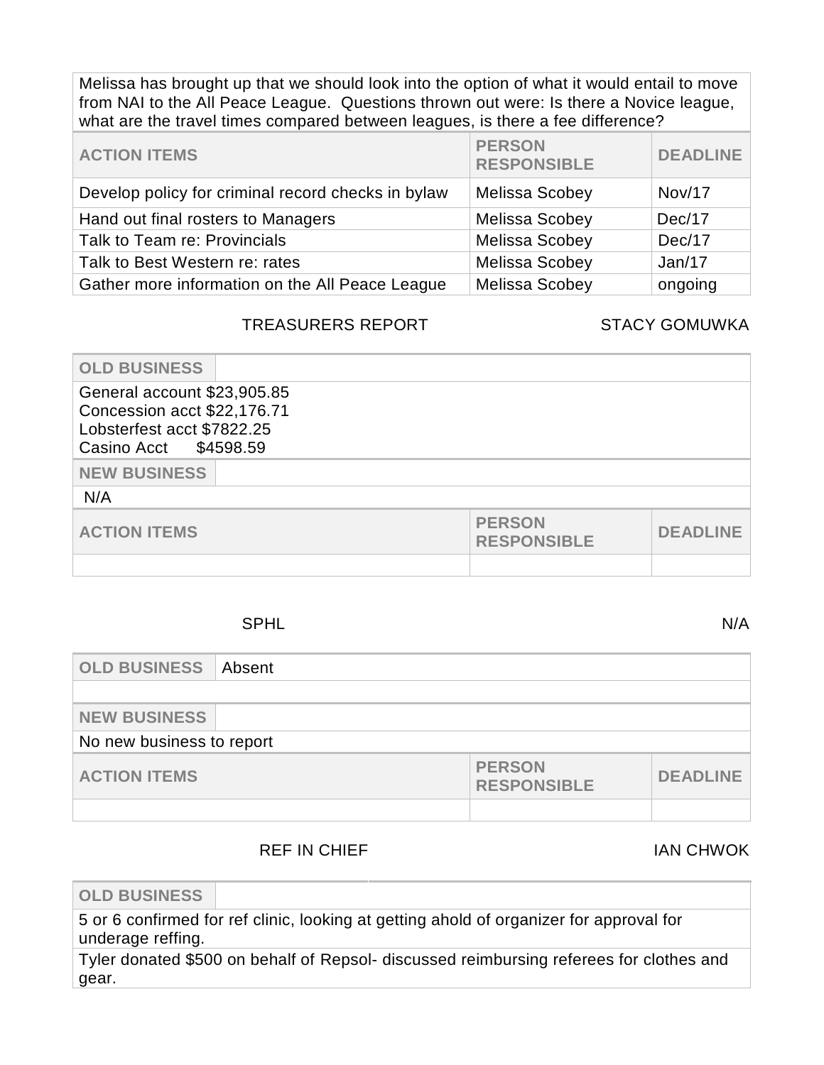Melissa has brought up that we should look into the option of what it would entail to move from NAI to the All Peace League. Questions thrown out were: Is there a Novice league, what are the travel times compared between leagues, is there a fee difference?

| ACTION ITEMS | PERSON RESPONSIBLE | DEADLINE |
|---|---|---|
| Develop policy for criminal record checks in bylaw | Melissa Scobey | Nov/17 |
| Hand out final rosters to Managers | Melissa Scobey | Dec/17 |
| Talk to Team re: Provincials | Melissa Scobey | Dec/17 |
| Talk to Best Western re: rates | Melissa Scobey | Jan/17 |
| Gather more information on the All Peace League | Melissa Scobey | ongoing |

## TREASURERS REPORT — STACY GOMUWKA

**OLD BUSINESS**

General account $23,905.85
Concession acct $22,176.71
Lobsterfest acct $7822.25
Casino Acct $4598.59

**NEW BUSINESS**

N/A

| ACTION ITEMS | PERSON RESPONSIBLE | DEADLINE |
|---|---|---|
| | | |

## SPHL — N/A

**OLD BUSINESS** Absent

**NEW BUSINESS**

No new business to report

| ACTION ITEMS | PERSON RESPONSIBLE | DEADLINE |
|---|---|---|
| | | |

## REF IN CHIEF — IAN CHWOK

**OLD BUSINESS**

5 or 6 confirmed for ref clinic, looking at getting ahold of organizer for approval for underage reffing.

Tyler donated $500 on behalf of Repsol- discussed reimbursing referees for clothes and gear.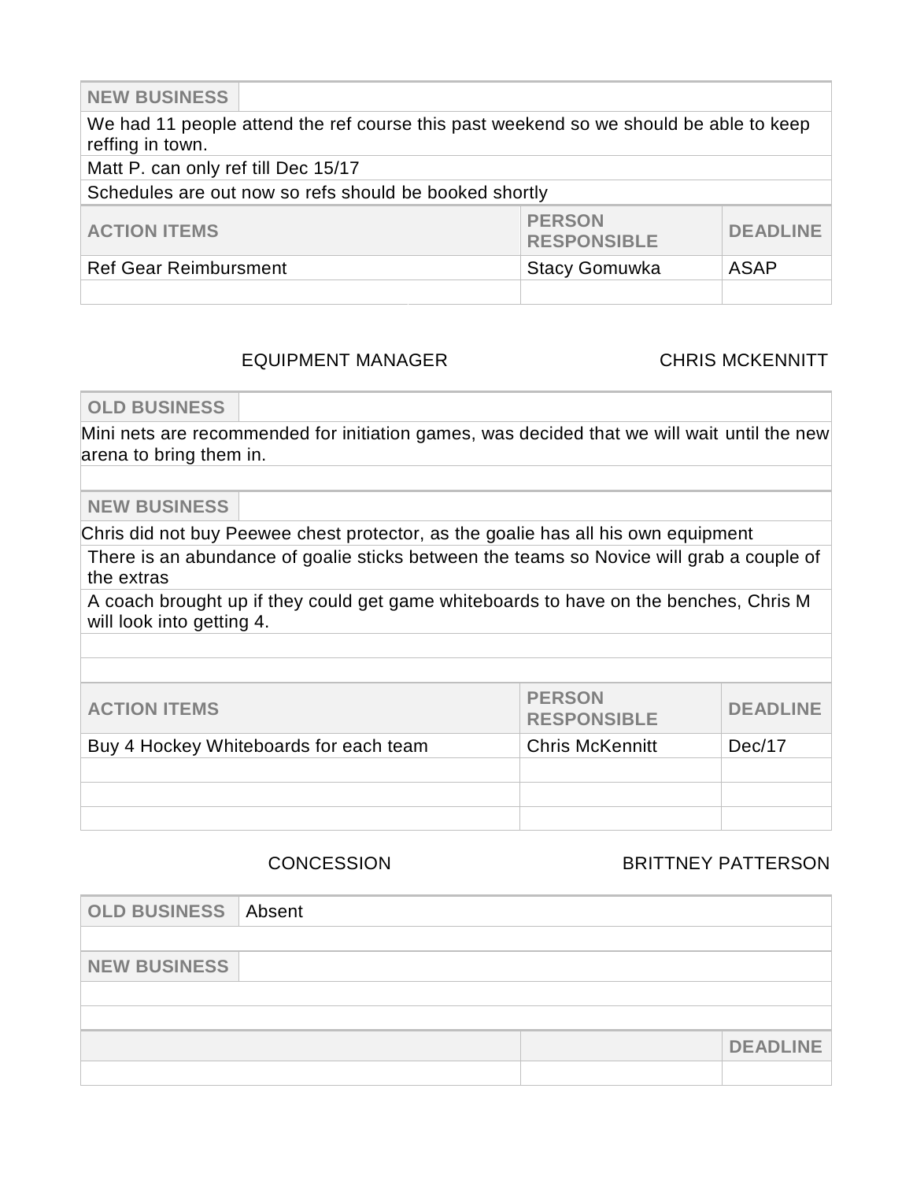| NEW BUSINESS | | |
|---|---|---|
| We had 11 people attend the ref course this past weekend so we should be able to keep reffing in town. | | |
| Matt P. can only ref till Dec 15/17 | | |
| Schedules are out now so refs should be booked shortly | | |

| ACTION ITEMS | PERSON RESPONSIBLE | DEADLINE |
|---|---|---|
| Ref Gear Reimbursment | Stacy Gomuwka | ASAP |
| | | |

EQUIPMENT MANAGER — CHRIS MCKENNITT

| OLD BUSINESS | |
|---|---|
| Mini nets are recommended for initiation games, was decided that we will wait until the new arena to bring them in. | |
| | |

| NEW BUSINESS | |
|---|---|
| Chris did not buy Peewee chest protector, as the goalie has all his own equipment | |
| There is an abundance of goalie sticks between the teams so Novice will grab a couple of the extras | |
| A coach brought up if they could get game whiteboards to have on the benches, Chris M will look into getting 4. | |
| | |
| | |

| ACTION ITEMS | PERSON RESPONSIBLE | DEADLINE |
|---|---|---|
| Buy 4 Hockey Whiteboards for each team | Chris McKennitt | Dec/17 |
| | | |
| | | |
| | | |

CONCESSION — BRITTNEY PATTERSON

| OLD BUSINESS | Absent |
|---|---|
| | |

| NEW BUSINESS | |
|---|---|
| | |
| | |

| | | DEADLINE |
|---|---|---|
| | | |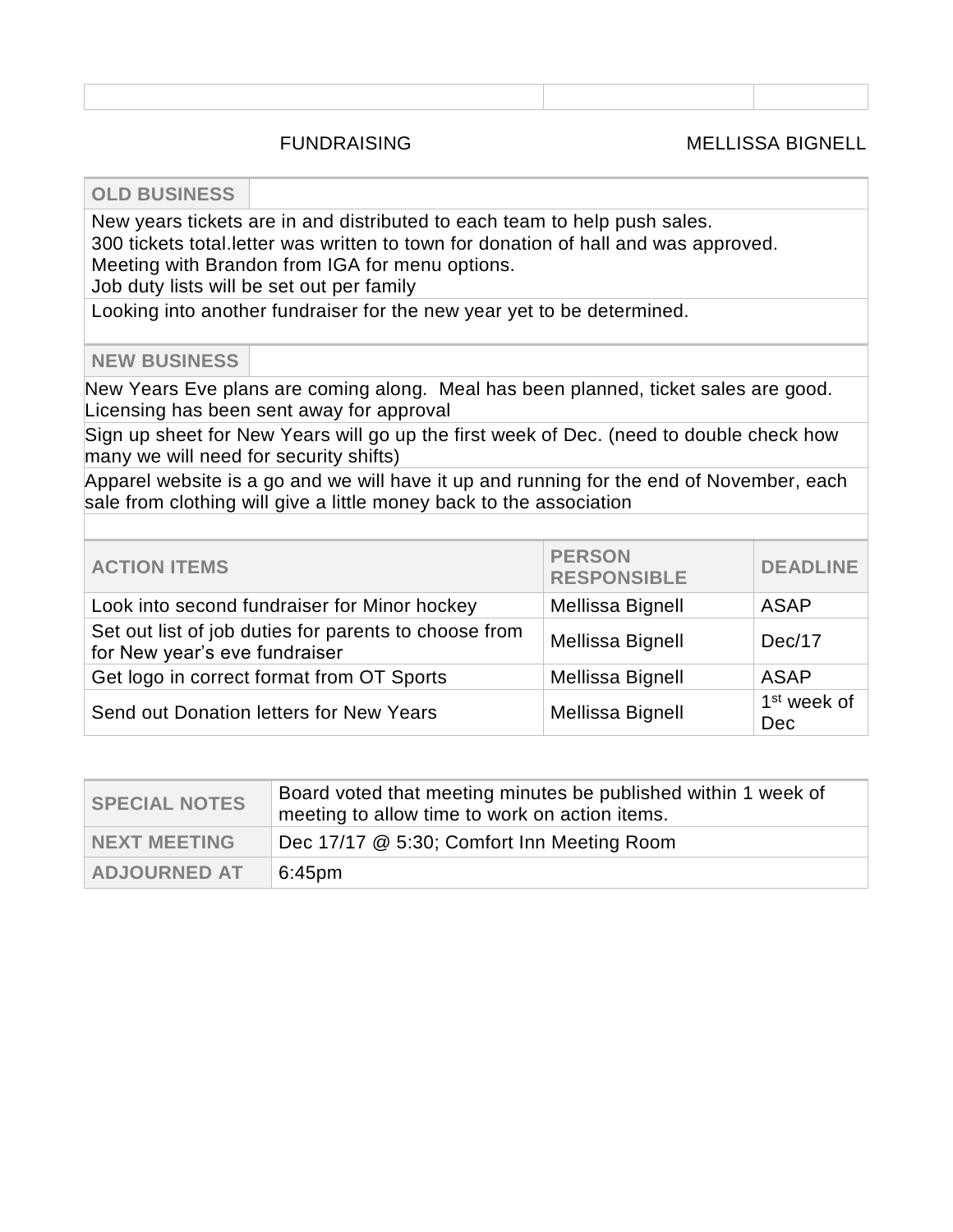| | | |
|---|---|---|
| | | |

FUNDRAISING MELLISSA BIGNELL

| OLD BUSINESS | |
|---|---|
| New years tickets are in and distributed to each team to help push sales.<br>300 tickets total.letter was written to town for donation of hall and was approved.<br>Meeting with Brandon from IGA for menu options.<br>Job duty lists will be set out per family | |
| Looking into another fundraiser for the new year yet to be determined. | |

| NEW BUSINESS | |
|---|---|
| New Years Eve plans are coming along. Meal has been planned, ticket sales are good. Licensing has been sent away for approval | |
| Sign up sheet for New Years will go up the first week of Dec. (need to double check how many we will need for security shifts) | |
| Apparel website is a go and we will have it up and running for the end of November, each sale from clothing will give a little money back to the association | |
| | |

| ACTION ITEMS | PERSON RESPONSIBLE | DEADLINE |
|---|---|---|
| Look into second fundraiser for Minor hockey | Mellissa Bignell | ASAP |
| Set out list of job duties for parents to choose from for New year's eve fundraiser | Mellissa Bignell | Dec/17 |
| Get logo in correct format from OT Sports | Mellissa Bignell | ASAP |
| Send out Donation letters for New Years | Mellissa Bignell | 1st week of Dec |

| SPECIAL NOTES | Board voted that meeting minutes be published within 1 week of meeting to allow time to work on action items. |
|---|---|
| NEXT MEETING | Dec 17/17 @ 5:30; Comfort Inn Meeting Room |
| ADJOURNED AT | 6:45pm |